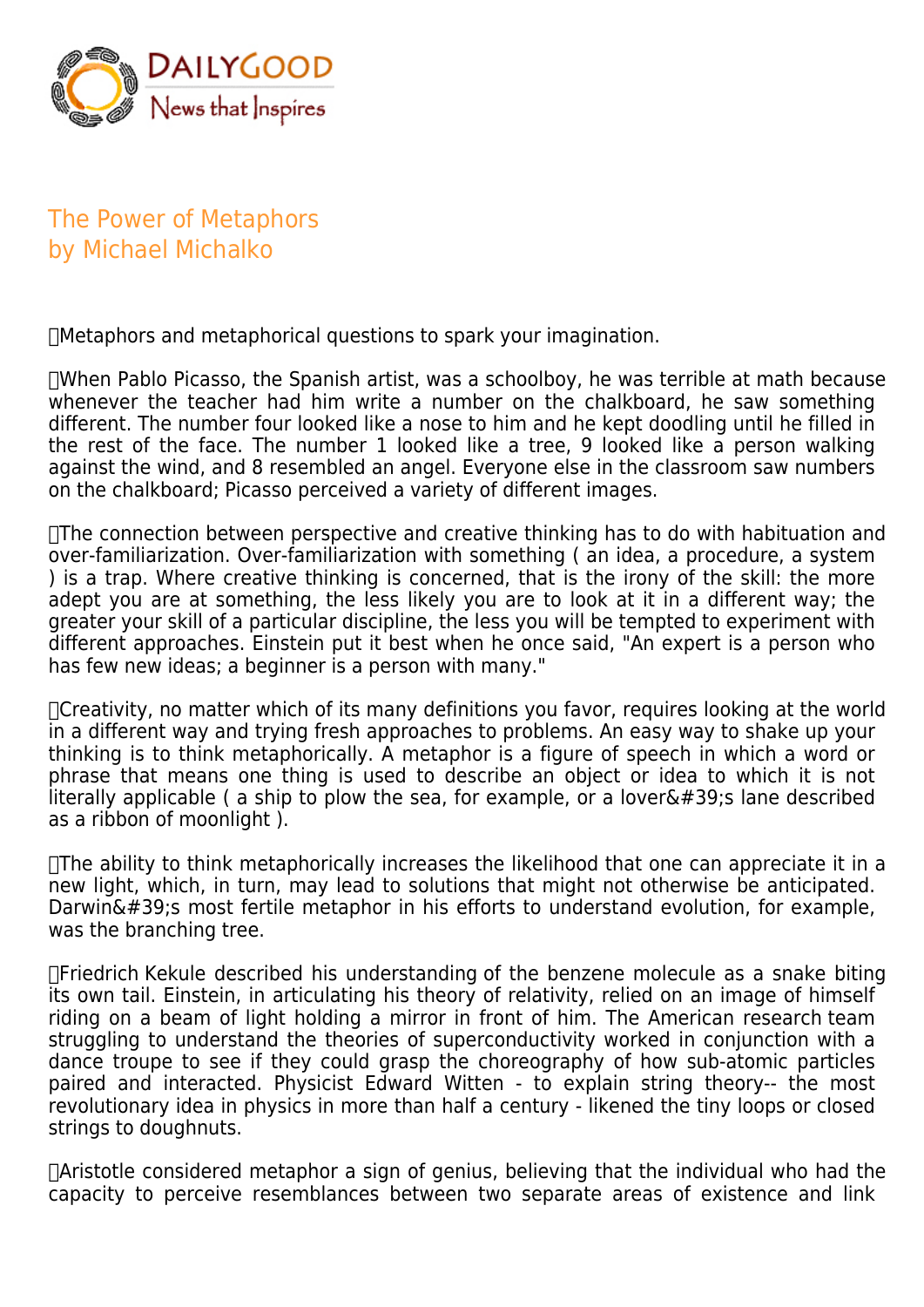# The Power of Metaphors
by Michael Michalko

Metaphors and metaphorical questions to spark your imagination.

When Pablo Picasso, the Spanish artist, was a schoolboy, he was terrible at math because whenever the teacher had him write a number on the chalkboard, he saw something different. The number four looked like a nose to him and he kept doodling until he filled in the rest of the face. The number 1 looked like a tree, 9 looked like a person walking against the wind, and 8 resembled an angel. Everyone else in the classroom saw numbers on the chalkboard; Picasso perceived a variety of different images.

The connection between perspective and creative thinking has to do with habituation and over-familiarization. Over-familiarization with something ( an idea, a procedure, a system ) is a trap. Where creative thinking is concerned, that is the irony of the skill: the more adept you are at something, the less likely you are to look at it in a different way; the greater your skill of a particular discipline, the less you will be tempted to experiment with different approaches. Einstein put it best when he once said, "An expert is a person who has few new ideas; a beginner is a person with many."

Creativity, no matter which of its many definitions you favor, requires looking at the world in a different way and trying fresh approaches to problems. An easy way to shake up your thinking is to think metaphorically. A metaphor is a figure of speech in which a word or phrase that means one thing is used to describe an object or idea to which it is not literally applicable ( a ship to plow the sea, for example, or a lover&#39;s lane described as a ribbon of moonlight ).

The ability to think metaphorically increases the likelihood that one can appreciate it in a new light, which, in turn, may lead to solutions that might not otherwise be anticipated. Darwin&#39;s most fertile metaphor in his efforts to understand evolution, for example, was the branching tree.

Friedrich Kekule described his understanding of the benzene molecule as a snake biting its own tail. Einstein, in articulating his theory of relativity, relied on an image of himself riding on a beam of light holding a mirror in front of him. The American research team struggling to understand the theories of superconductivity worked in conjunction with a dance troupe to see if they could grasp the choreography of how sub-atomic particles paired and interacted. Physicist Edward Witten - to explain string theory-- the most revolutionary idea in physics in more than half a century - likened the tiny loops or closed strings to doughnuts.

Aristotle considered metaphor a sign of genius, believing that the individual who had the capacity to perceive resemblances between two separate areas of existence and link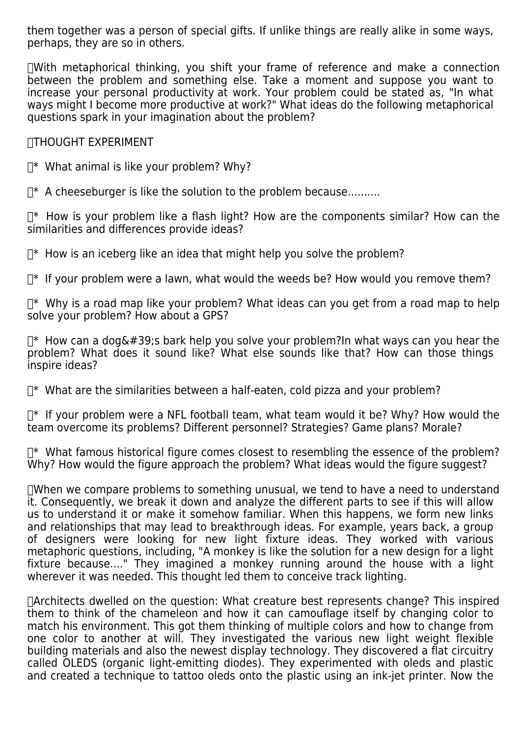them together was a person of special gifts. If unlike things are really alike in some ways, perhaps, they are so in others.

With metaphorical thinking, you shift your frame of reference and make a connection between the problem and something else. Take a moment and suppose you want to increase your personal productivity at work. Your problem could be stated as, "In what ways might I become more productive at work?" What ideas do the following metaphorical questions spark in your imagination about the problem?

THOUGHT EXPERIMENT

* What animal is like your problem? Why?

* A cheeseburger is like the solution to the problem because..........

* How is your problem like a flash light? How are the components similar? How can the similarities and differences provide ideas?

* How is an iceberg like an idea that might help you solve the problem?

* If your problem were a lawn, what would the weeds be? How would you remove them?

* Why is a road map like your problem? What ideas can you get from a road map to help solve your problem? How about a GPS?

* How can a dog&#39;s bark help you solve your problem?In what ways can you hear the problem? What does it sound like? What else sounds like that? How can those things inspire ideas?

* What are the similarities between a half-eaten, cold pizza and your problem?

* If your problem were a NFL football team, what team would it be? Why? How would the team overcome its problems? Different personnel? Strategies? Game plans? Morale?

* What famous historical figure comes closest to resembling the essence of the problem? Why? How would the figure approach the problem? What ideas would the figure suggest?

When we compare problems to something unusual, we tend to have a need to understand it. Consequently, we break it down and analyze the different parts to see if this will allow us to understand it or make it somehow familiar. When this happens, we form new links and relationships that may lead to breakthrough ideas. For example, years back, a group of designers were looking for new light fixture ideas. They worked with various metaphoric questions, including, "A monkey is like the solution for a new design for a light fixture because...." They imagined a monkey running around the house with a light wherever it was needed. This thought led them to conceive track lighting.

Architects dwelled on the question: What creature best represents change? This inspired them to think of the chameleon and how it can camouflage itself by changing color to match his environment. This got them thinking of multiple colors and how to change from one color to another at will. They investigated the various new light weight flexible building materials and also the newest display technology. They discovered a flat circuitry called OLEDS (organic light-emitting diodes). They experimented with oleds and plastic and created a technique to tattoo oleds onto the plastic using an ink-jet printer. Now the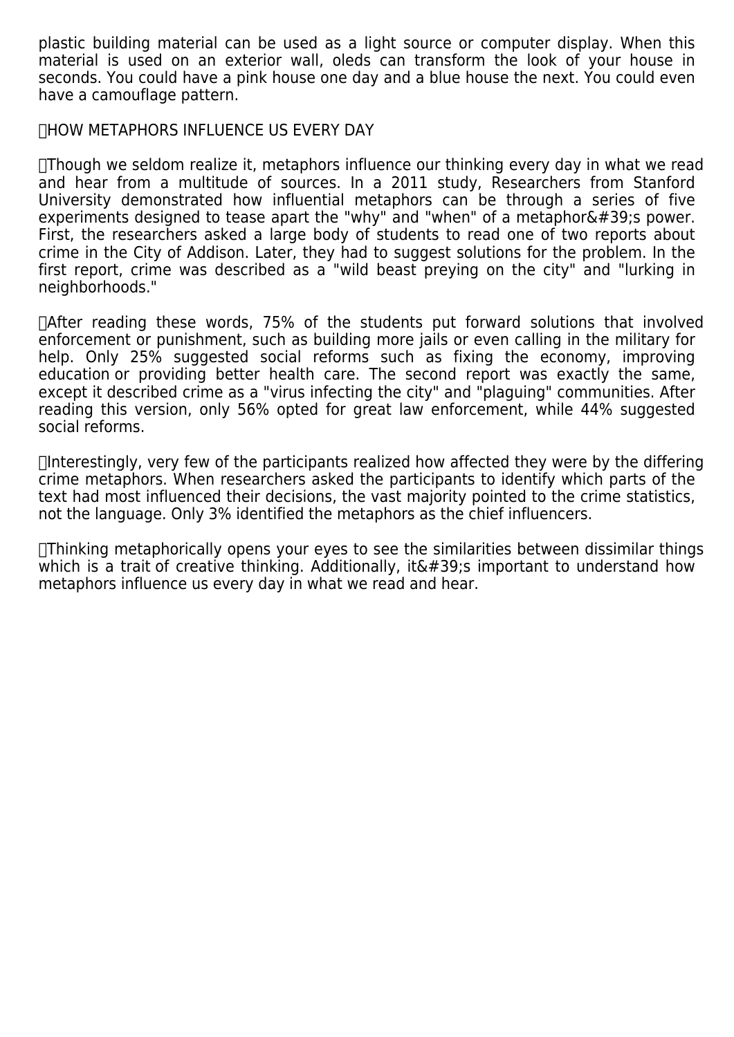plastic building material can be used as a light source or computer display. When this material is used on an exterior wall, oleds can transform the look of your house in seconds. You could have a pink house one day and a blue house the next. You could even have a camouflage pattern.

## HOW METAPHORS INFLUENCE US EVERY DAY

Though we seldom realize it, metaphors influence our thinking every day in what we read and hear from a multitude of sources. In a 2011 study, Researchers from Stanford University demonstrated how influential metaphors can be through a series of five experiments designed to tease apart the "why" and "when" of a metaphor&#39;s power. First, the researchers asked a large body of students to read one of two reports about crime in the City of Addison. Later, they had to suggest solutions for the problem. In the first report, crime was described as a "wild beast preying on the city" and "lurking in neighborhoods."

After reading these words, 75% of the students put forward solutions that involved enforcement or punishment, such as building more jails or even calling in the military for help. Only 25% suggested social reforms such as fixing the economy, improving education or providing better health care. The second report was exactly the same, except it described crime as a "virus infecting the city" and "plaguing" communities. After reading this version, only 56% opted for great law enforcement, while 44% suggested social reforms.

Interestingly, very few of the participants realized how affected they were by the differing crime metaphors. When researchers asked the participants to identify which parts of the text had most influenced their decisions, the vast majority pointed to the crime statistics, not the language. Only 3% identified the metaphors as the chief influencers.

Thinking metaphorically opens your eyes to see the similarities between dissimilar things which is a trait of creative thinking. Additionally, it&#39;s important to understand how metaphors influence us every day in what we read and hear.